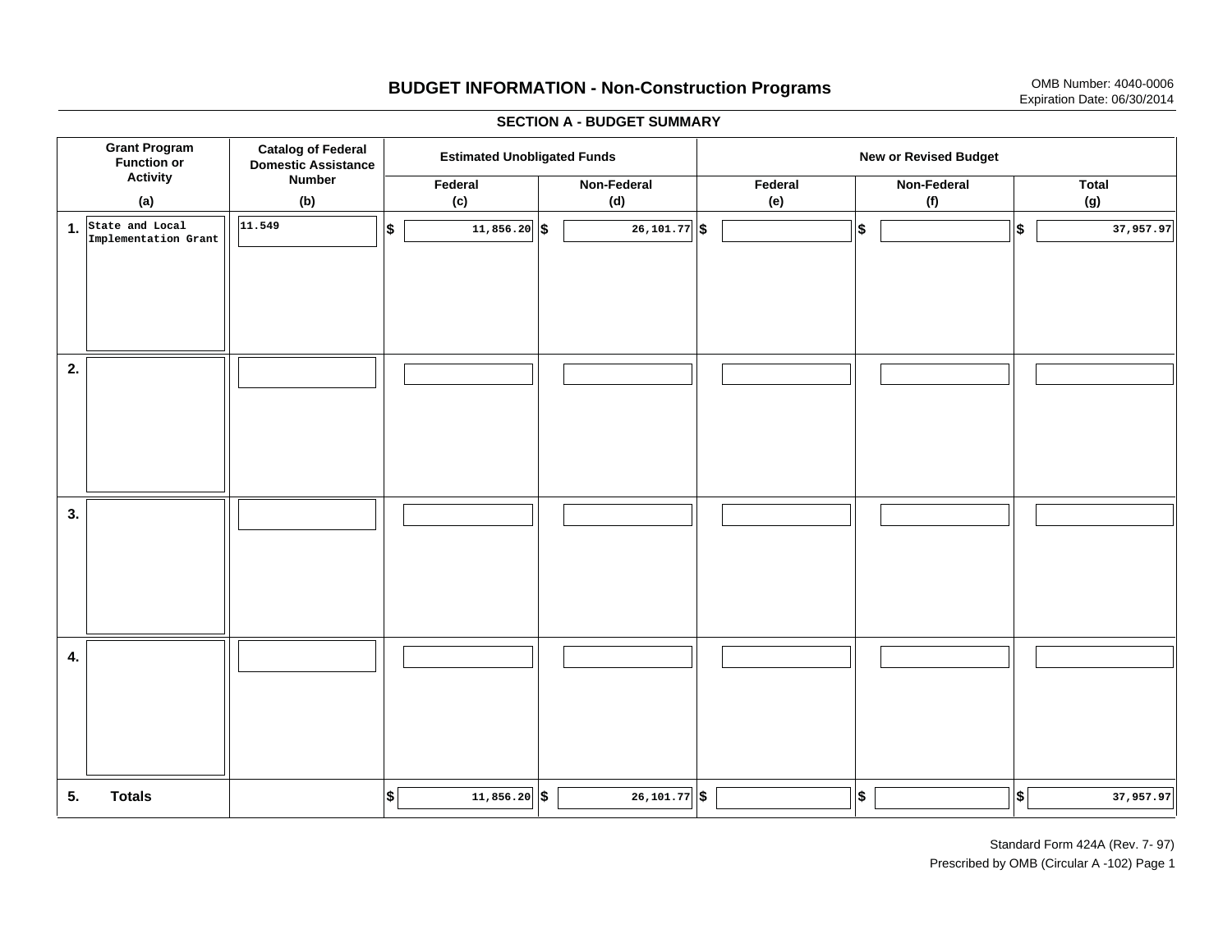# BUDGET INFORMATION - Non-Construction Programs

OMB Number: 4040-0006
Expiration Date: 06/30/2014

## SECTION A - BUDGET SUMMARY

| Grant Program Function or Activity (a) | Catalog of Federal Domestic Assistance Number (b) | Estimated Unobligated Funds Federal (c) | Estimated Unobligated Funds Non-Federal (d) | New or Revised Budget Federal (e) | New or Revised Budget Non-Federal (f) | New or Revised Budget Total (g) |
|---|---|---|---|---|---|---|
| 1. State and Local Implementation Grant | 11.549 | $ 11,856.20 | $ 26,101.77 | $ | $ | $ 37,957.97 |
| 2. | | | | | | |
| 3. | | | | | | |
| 4. | | | | | | |
| 5. Totals | | $ 11,856.20 | $ 26,101.77 | $ | $ | $ 37,957.97 |

Standard Form 424A (Rev. 7- 97)
Prescribed by OMB (Circular A -102) Page 1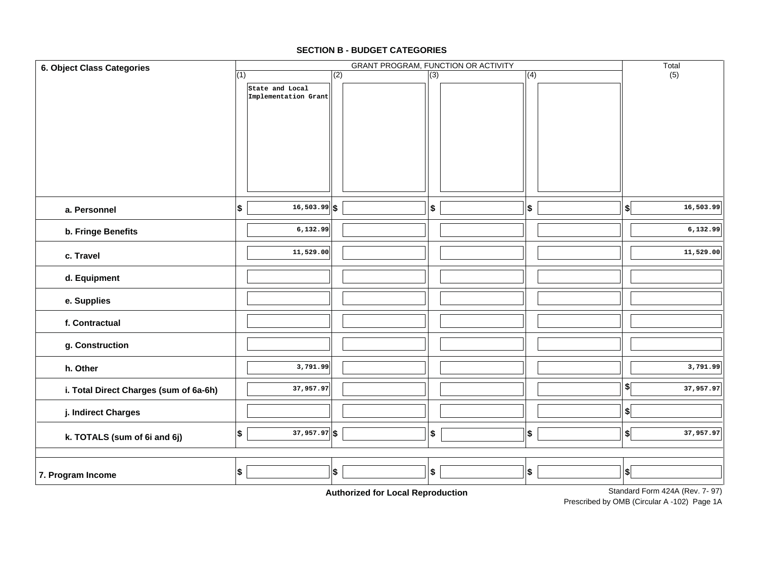## SECTION B - BUDGET CATEGORIES

| 6. Object Class Categories | GRANT PROGRAM, FUNCTION OR ACTIVITY | | | | Total |
|---|---|---|---|---|---|
| | (1) | (2) | (3) | (4) | (5) |
| | State and Local Implementation Grant | | | | |
| a. Personnel | $ 16,503.99 | $ | $ | $ | $ 16,503.99 |
| b. Fringe Benefits | 6,132.99 | | | | 6,132.99 |
| c. Travel | 11,529.00 | | | | 11,529.00 |
| d. Equipment | | | | | |
| e. Supplies | | | | | |
| f. Contractual | | | | | |
| g. Construction | | | | | |
| h. Other | 3,791.99 | | | | 3,791.99 |
| i. Total Direct Charges (sum of 6a-6h) | 37,957.97 | | | | $ 37,957.97 |
| j. Indirect Charges | | | | | $ |
| k. TOTALS (sum of 6i and 6j) | $ 37,957.97 | $ | $ | $ | $ 37,957.97 |
| 7. Program Income | $ | $ | $ | $ | $ |

**Authorized for Local Reproduction**

Standard Form 424A (Rev. 7- 97)
Prescribed by OMB (Circular A -102) Page 1A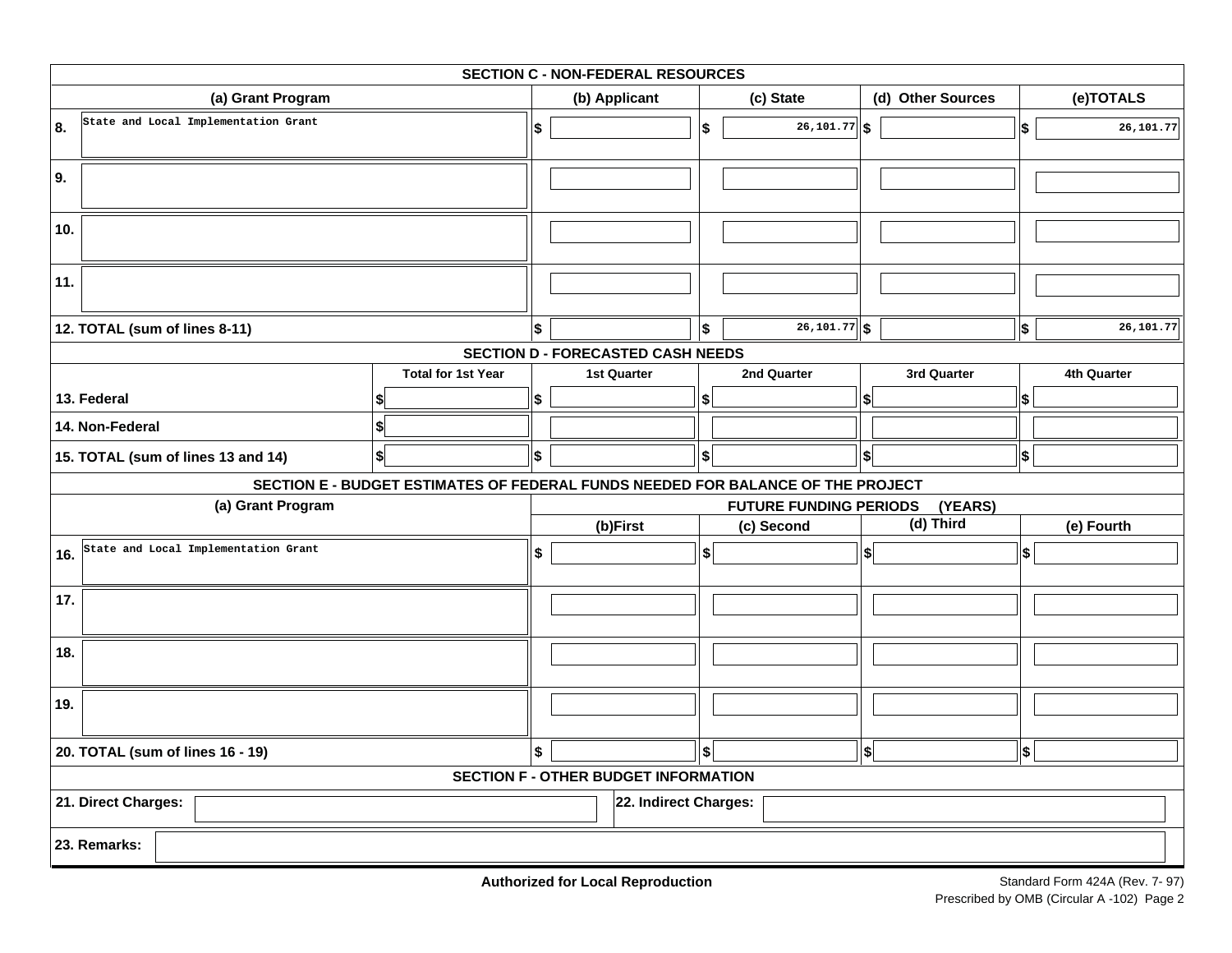## SECTION C - NON-FEDERAL RESOURCES

| (a) Grant Program | (b) Applicant | (c) State | (d) Other Sources | (e)TOTALS |
|---|---|---|---|---|
| 8. State and Local Implementation Grant | $ | $ 26,101.77 | $ | $ 26,101.77 |
| 9. | | | | |
| 10. | | | | |
| 11. | | | | |
| 12. TOTAL (sum of lines 8-11) | $ | $ 26,101.77 | $ | $ 26,101.77 |

## SECTION D - FORECASTED CASH NEEDS

| | Total for 1st Year | 1st Quarter | 2nd Quarter | 3rd Quarter | 4th Quarter |
|---|---|---|---|---|---|
| 13. Federal | $ | $ | $ | $ | $ |
| 14. Non-Federal | $ | | | | |
| 15. TOTAL (sum of lines 13 and 14) | $ | $ | $ | $ | $ |

## SECTION E - BUDGET ESTIMATES OF FEDERAL FUNDS NEEDED FOR BALANCE OF THE PROJECT

| (a) Grant Program | FUTURE FUNDING PERIODS (YEARS) | | | |
|---|---|---|---|---|
| | (b)First | (c) Second | (d) Third | (e) Fourth |
| 16. State and Local Implementation Grant | $ | $ | $ | $ |
| 17. | | | | |
| 18. | | | | |
| 19. | | | | |
| 20. TOTAL (sum of lines 16 - 19) | $ | $ | $ | $ |

## SECTION F - OTHER BUDGET INFORMATION

21. Direct Charges:

22. Indirect Charges:

23. Remarks:

**Authorized for Local Reproduction**

Standard Form 424A (Rev. 7- 97)
Prescribed by OMB (Circular A -102)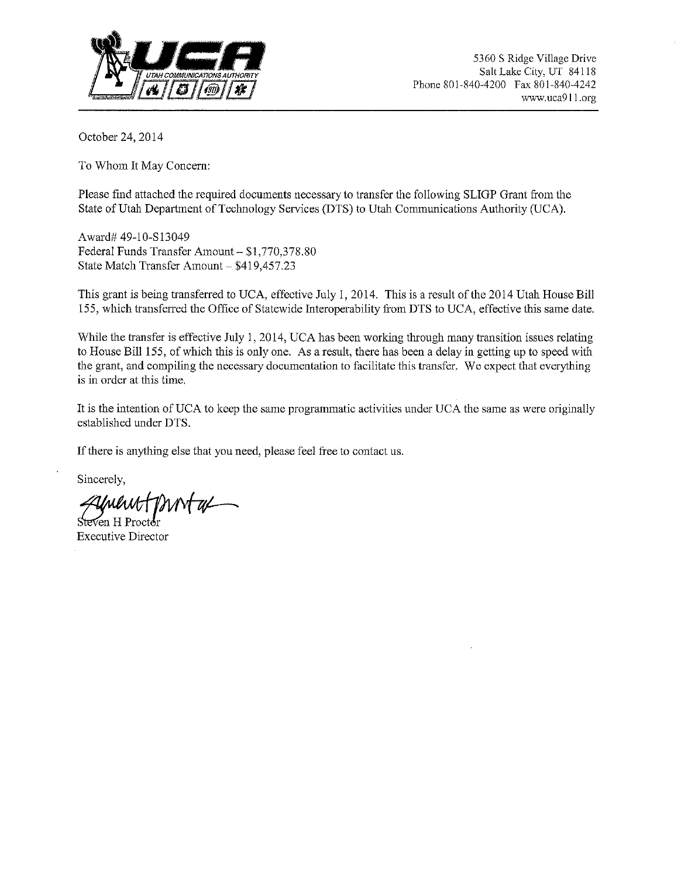UCA
UTAH COMMUNICATIONS AUTHORITY

5360 S Ridge Village Drive
Salt Lake City, UT 84118
Phone 801-840-4200 Fax 801-840-4242
www.uca911.org

October 24, 2014

To Whom It May Concern:

Please find attached the required documents necessary to transfer the following SLIGP Grant from the State of Utah Department of Technology Services (DTS) to Utah Communications Authority (UCA).

Award# 49-10-S13049
Federal Funds Transfer Amount – $1,770,378.80
State Match Transfer Amount – $419,457.23

This grant is being transferred to UCA, effective July 1, 2014. This is a result of the 2014 Utah House Bill 155, which transferred the Office of Statewide Interoperability from DTS to UCA, effective this same date.

While the transfer is effective July 1, 2014, UCA has been working through many transition issues relating to House Bill 155, of which this is only one. As a result, there has been a delay in getting up to speed with the grant, and compiling the necessary documentation to facilitate this transfer. We expect that everything is in order at this time.

It is the intention of UCA to keep the same programmatic activities under UCA the same as were originally established under DTS.

If there is anything else that you need, please feel free to contact us.

Sincerely,

Steven H Proctor
Executive Director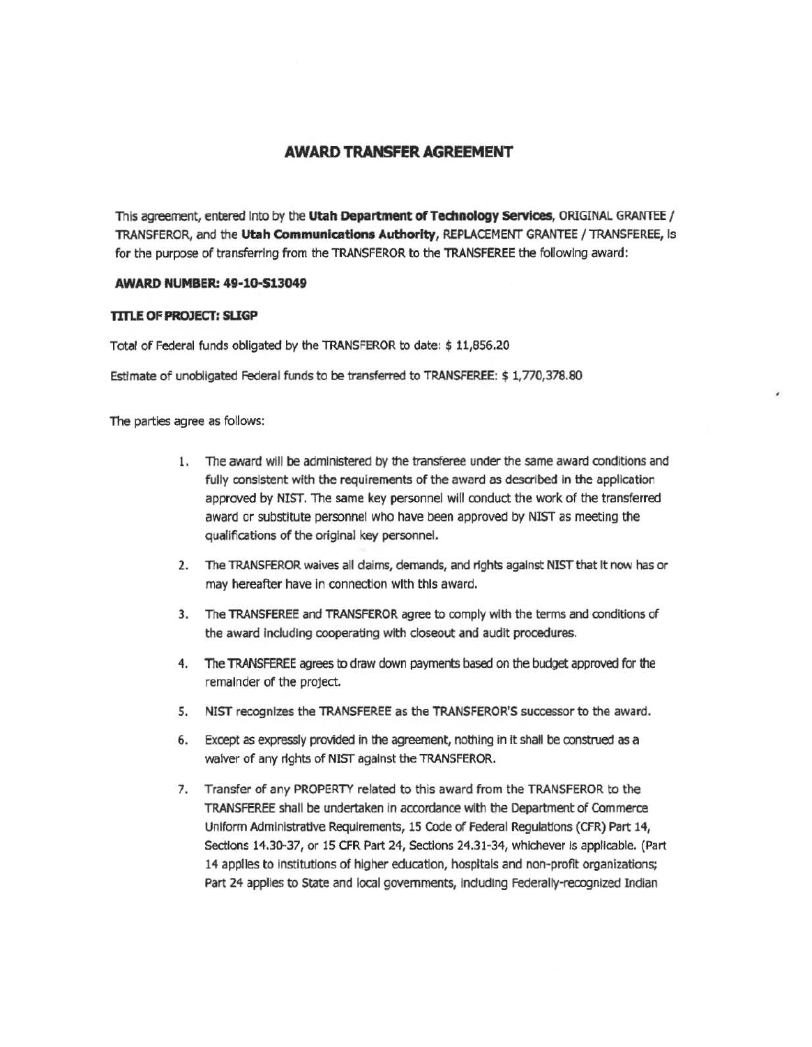# AWARD TRANSFER AGREEMENT

This agreement, entered into by the **Utah Department of Technology Services**, ORIGINAL GRANTEE / TRANSFEROR, and the **Utah Communications Authority**, REPLACEMENT GRANTEE / TRANSFEREE, is for the purpose of transferring from the TRANSFEROR to the TRANSFEREE the following award:

**AWARD NUMBER: 49-10-S13049**

**TITLE OF PROJECT: SLIGP**

Total of Federal funds obligated by the TRANSFEROR to date: $ 11,856.20

Estimate of unobligated Federal funds to be transferred to TRANSFEREE: $ 1,770,378.80

The parties agree as follows:

1. The award will be administered by the transferee under the same award conditions and fully consistent with the requirements of the award as described in the application approved by NIST. The same key personnel will conduct the work of the transferred award or substitute personnel who have been approved by NIST as meeting the qualifications of the original key personnel.
2. The TRANSFEROR waives all claims, demands, and rights against NIST that it now has or may hereafter have in connection with this award.
3. The TRANSFEREE and TRANSFEROR agree to comply with the terms and conditions of the award including cooperating with closeout and audit procedures.
4. The TRANSFEREE agrees to draw down payments based on the budget approved for the remainder of the project.
5. NIST recognizes the TRANSFEREE as the TRANSFEROR'S successor to the award.
6. Except as expressly provided in the agreement, nothing in it shall be construed as a waiver of any rights of NIST against the TRANSFEROR.
7. Transfer of any PROPERTY related to this award from the TRANSFEROR to the TRANSFEREE shall be undertaken in accordance with the Department of Commerce Uniform Administrative Requirements, 15 Code of Federal Regulations (CFR) Part 14, Sections 14.30-37, or 15 CFR Part 24, Sections 24.31-34, whichever is applicable. (Part 14 applies to institutions of higher education, hospitals and non-profit organizations; Part 24 applies to State and local governments, including Federally-recognized Indian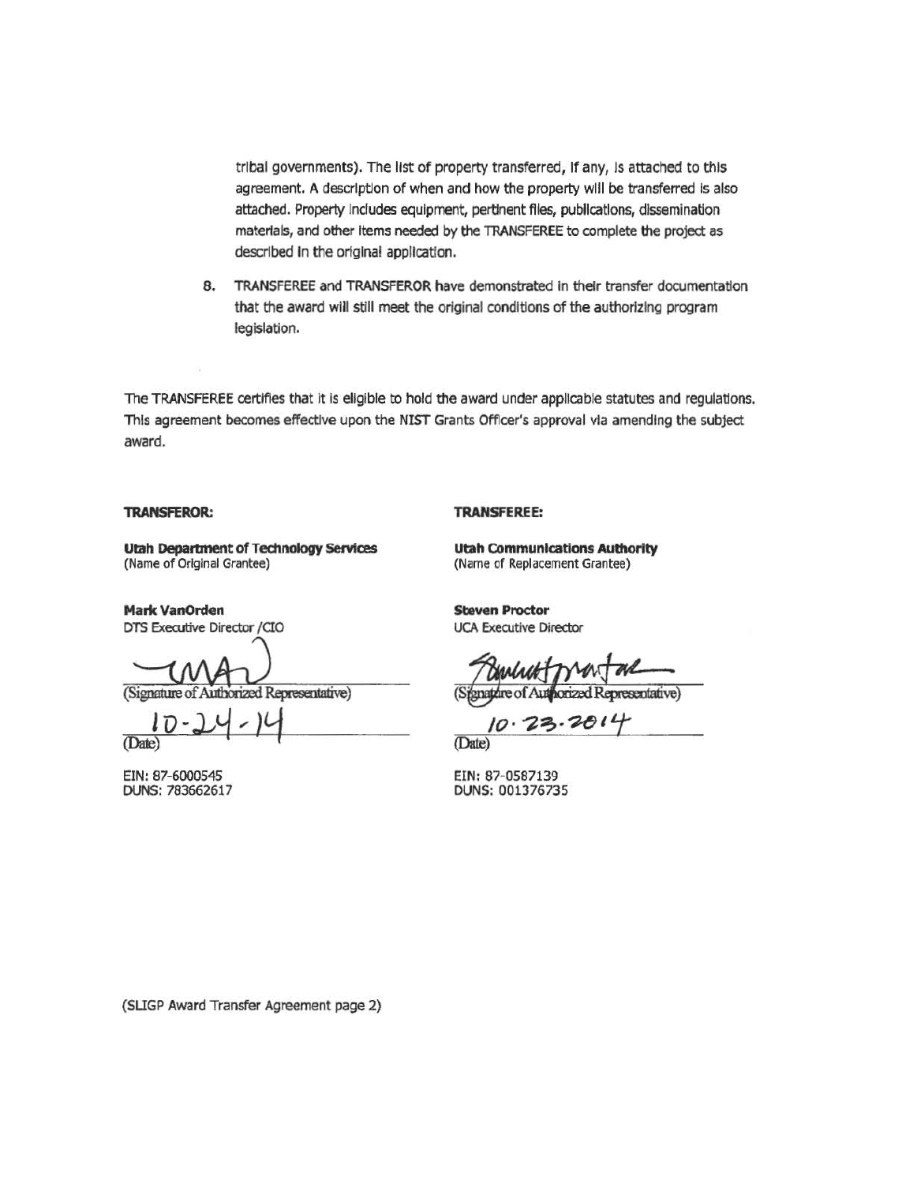tribal governments). The list of property transferred, if any, is attached to this agreement. A description of when and how the property will be transferred is also attached. Property includes equipment, pertinent files, publications, dissemination materials, and other items needed by the TRANSFEREE to complete the project as described in the original application.

8. TRANSFEREE and TRANSFEROR have demonstrated in their transfer documentation that the award will still meet the original conditions of the authorizing program legislation.

The TRANSFEREE certifies that it is eligible to hold the award under applicable statutes and regulations. This agreement becomes effective upon the NIST Grants Officer's approval via amending the subject award.

**TRANSFEROR:**

**Utah Department of Technology Services**
(Name of Original Grantee)

**Mark VanOrden**
DTS Executive Director /CIO

(Signature of Authorized Representative)

10-24-14
(Date)

EIN: 87-6000545
DUNS: 783662617

**TRANSFEREE:**

**Utah Communications Authority**
(Name of Replacement Grantee)

**Steven Proctor**
UCA Executive Director

(Signature of Authorized Representative)

10.23.2014
(Date)

EIN: 87-0587139
DUNS: 001376735

(SLIGP Award Transfer Agreement page 2)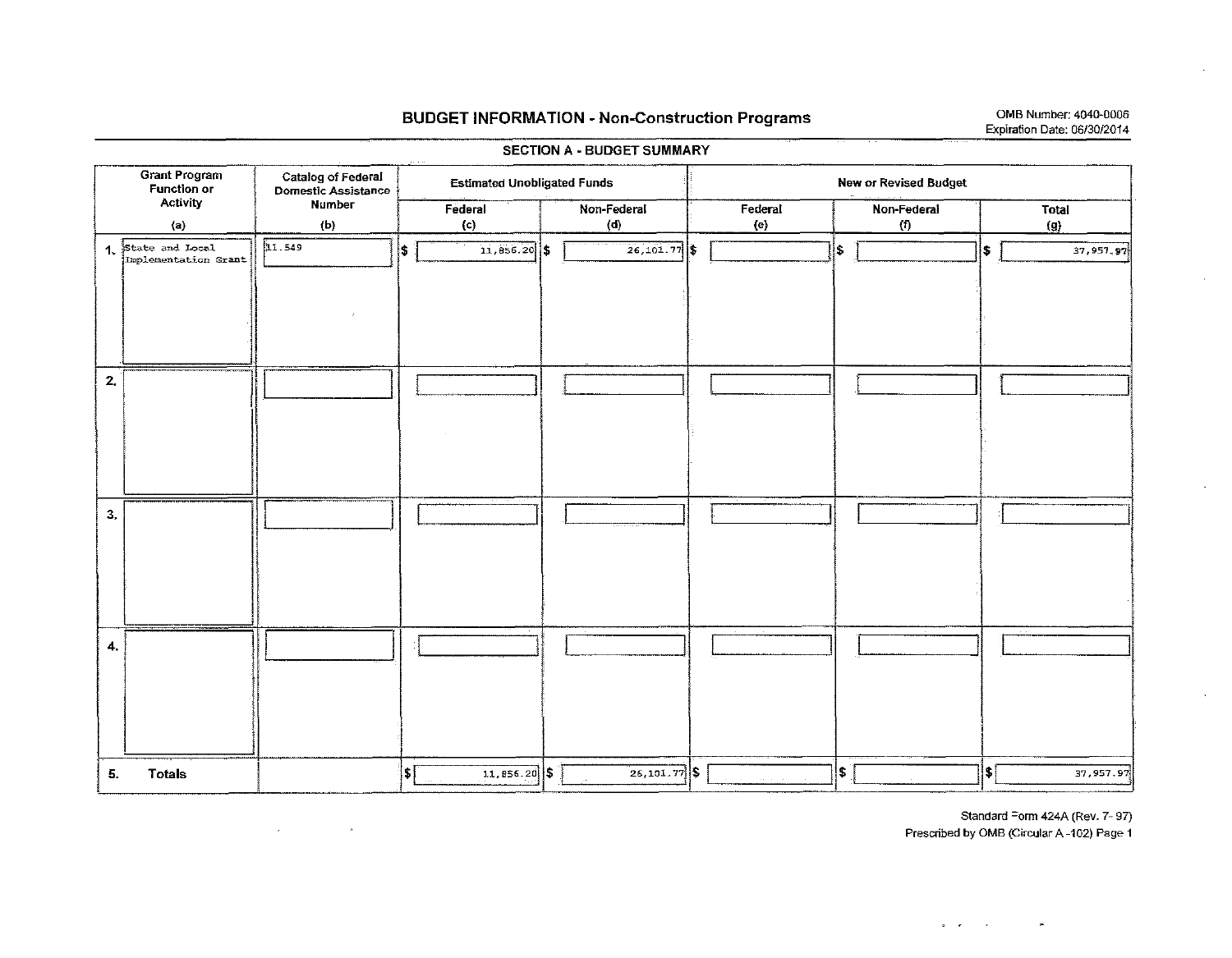## BUDGET INFORMATION - Non-Construction Programs

OMB Number: 4040-0006
Expiration Date: 06/30/2014

### SECTION A - BUDGET SUMMARY

| Grant Program Function or Activity (a) | Catalog of Federal Domestic Assistance Number (b) | Estimated Unobligated Funds | | New or Revised Budget | | |
|---|---|---|---|---|---|---|
| | | Federal (c) | Non-Federal (d) | Federal (e) | Non-Federal (f) | Total (g) |
| 1. State and Local Implementation Grant | 11.549 | $ 11,856.20 | $ 26,101.77 | $ | $ | $ 37,957.97 |
| 2. | | | | | | |
| 3. | | | | | | |
| 4. | | | | | | |
| 5. Totals | | $ 11,856.20 | $ 26,101.77 | $ | $ | $ 37,957.97 |

Standard Form 424A (Rev. 7-97)
Prescribed by OMB (Circular A-102) Page 1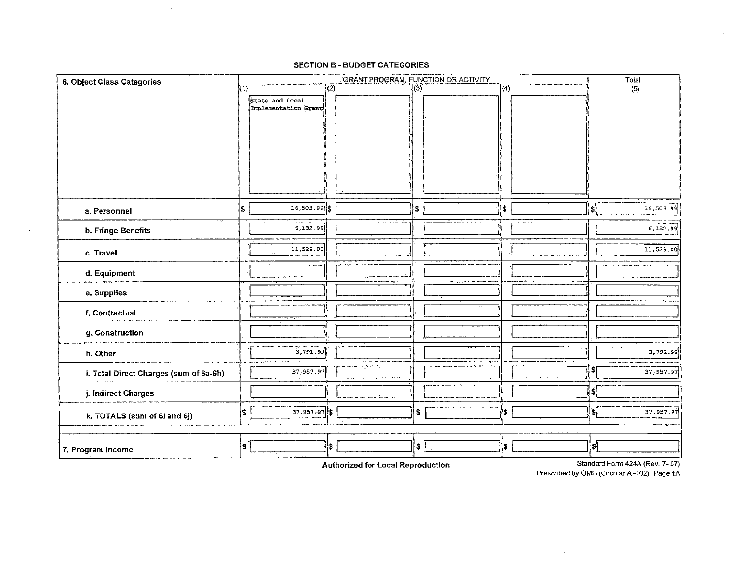## SECTION B - BUDGET CATEGORIES

| 6. Object Class Categories | GRANT PROGRAM, FUNCTION OR ACTIVITY | | | | Total |
|---|---|---|---|---|---|
| | (1) State and Local Implementation Grant | (2) | (3) | (4) | (5) |
| a. Personnel | $ 16,503.99 | $ | $ | $ | $ 16,503.99 |
| b. Fringe Benefits | 6,132.99 | | | | 6,132.99 |
| c. Travel | 11,529.00 | | | | 11,529.00 |
| d. Equipment | | | | | |
| e. Supplies | | | | | |
| f. Contractual | | | | | |
| g. Construction | | | | | |
| h. Other | 3,791.99 | | | | 3,791.99 |
| i. Total Direct Charges (sum of 6a-6h) | 37,957.97 | | | | $ 37,957.97 |
| j. Indirect Charges | | | | | $ |
| k. TOTALS (sum of 6i and 6j) | $ 37,957.97 | $ | $ | $ | $ 37,957.97 |
| 7. Program Income | $ | $ | $ | $ | $ |

**Authorized for Local Reproduction**

Standard Form 424A (Rev. 7- 97)
Prescribed by OMB (Circular A -102) Page 1A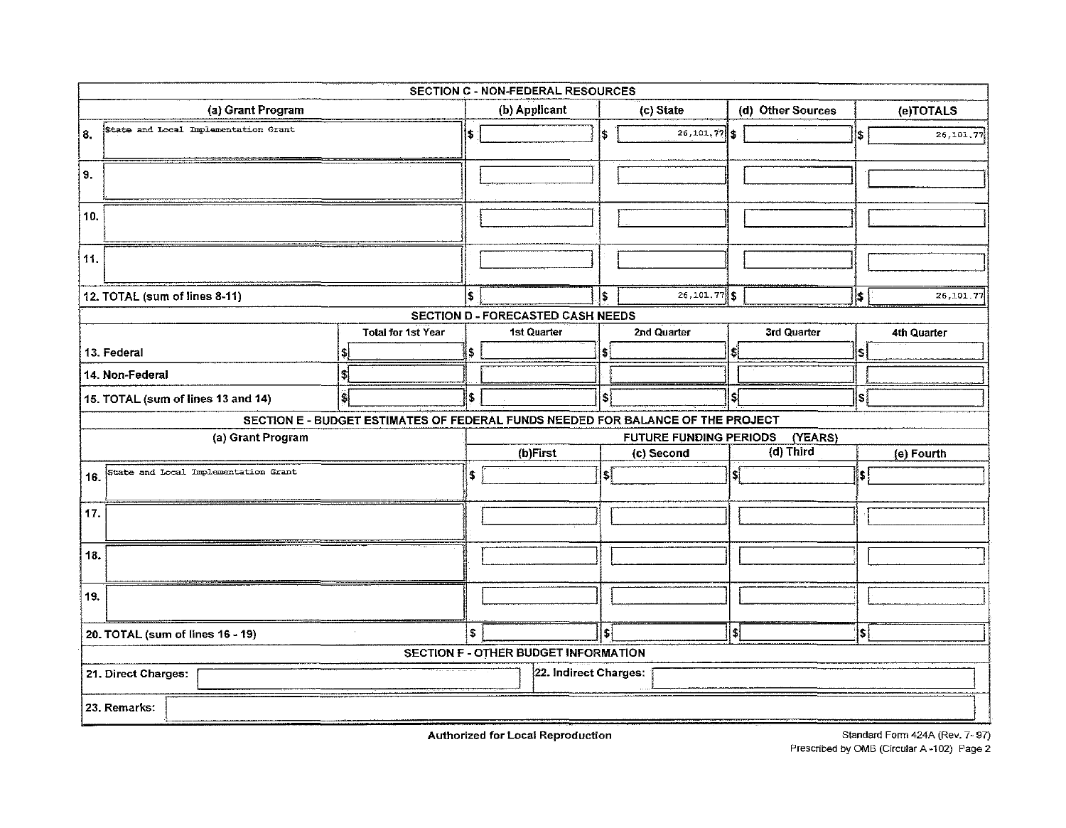## SECTION C - NON-FEDERAL RESOURCES

| (a) Grant Program | (b) Applicant | (c) State | (d) Other Sources | (e)TOTALS |
|---|---|---|---|---|
| 8. State and Local Implementation Grant | $ | $ 26,101.77 | $ | $ 26,101.77 |
| 9. | | | | |
| 10. | | | | |
| 11. | | | | |
| 12. TOTAL (sum of lines 8-11) | $ | $ 26,101.77 | $ | $ 26,101.77 |

## SECTION D - FORECASTED CASH NEEDS

| | Total for 1st Year | 1st Quarter | 2nd Quarter | 3rd Quarter | 4th Quarter |
|---|---|---|---|---|---|
| 13. Federal | $ | $ | $ | $ | $ |
| 14. Non-Federal | $ | | | | |
| 15. TOTAL (sum of lines 13 and 14) | $ | $ | $ | $ | $ |

## SECTION E - BUDGET ESTIMATES OF FEDERAL FUNDS NEEDED FOR BALANCE OF THE PROJECT

| (a) Grant Program | FUTURE FUNDING PERIODS (YEARS) | | | |
|---|---|---|---|---|
| | (b)First | (c) Second | (d) Third | (e) Fourth |
| 16. State and Local Implementation Grant | $ | $ | $ | $ |
| 17. | | | | |
| 18. | | | | |
| 19. | | | | |
| 20. TOTAL (sum of lines 16 - 19) | $ | $ | $ | $ |

## SECTION F - OTHER BUDGET INFORMATION

21. Direct Charges:

22. Indirect Charges:

23. Remarks:

**Authorized for Local Reproduction**

Standard Form 424A (Rev. 7- 97)
Prescribed by OMB (Circular A -102) Page 2